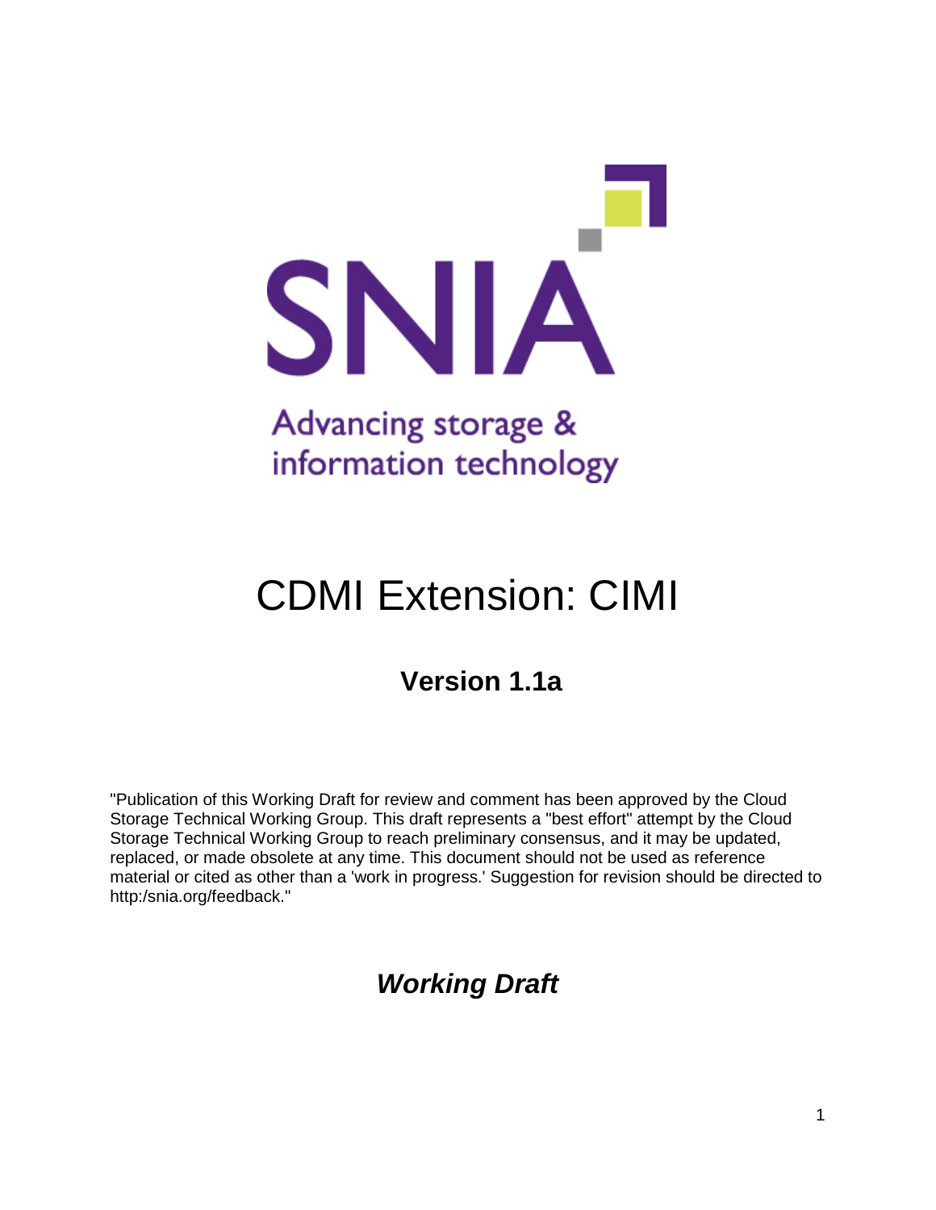SNIA

Advancing storage & information technology

# CDMI Extension: CIMI

## Version 1.1a

"Publication of this Working Draft for review and comment has been approved by the Cloud Storage Technical Working Group. This draft represents a "best effort" attempt by the Cloud Storage Technical Working Group to reach preliminary consensus, and it may be updated, replaced, or made obsolete at any time. This document should not be used as reference material or cited as other than a 'work in progress.' Suggestion for revision should be directed to http:/snia.org/feedback."

## *Working Draft*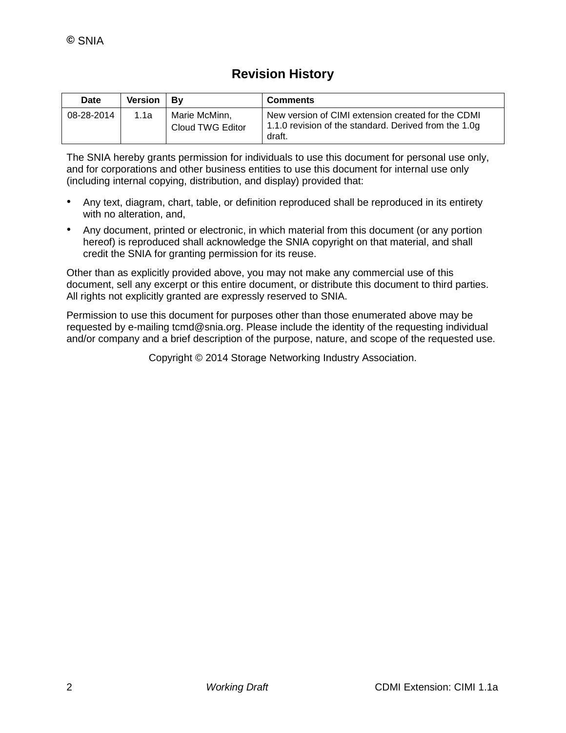© SNIA

## Revision History

| Date | Version | By | Comments |
|---|---|---|---|
| 08-28-2014 | 1.1a | Marie McMinn, Cloud TWG Editor | New version of CIMI extension created for the CDMI 1.1.0 revision of the standard. Derived from the 1.0g draft. |

The SNIA hereby grants permission for individuals to use this document for personal use only, and for corporations and other business entities to use this document for internal use only (including internal copying, distribution, and display) provided that:

- Any text, diagram, chart, table, or definition reproduced shall be reproduced in its entirety with no alteration, and,
- Any document, printed or electronic, in which material from this document (or any portion hereof) is reproduced shall acknowledge the SNIA copyright on that material, and shall credit the SNIA for granting permission for its reuse.

Other than as explicitly provided above, you may not make any commercial use of this document, sell any excerpt or this entire document, or distribute this document to third parties. All rights not explicitly granted are expressly reserved to SNIA.

Permission to use this document for purposes other than those enumerated above may be requested by e-mailing tcmd@snia.org. Please include the identity of the requesting individual and/or company and a brief description of the purpose, nature, and scope of the requested use.

Copyright © 2014 Storage Networking Industry Association.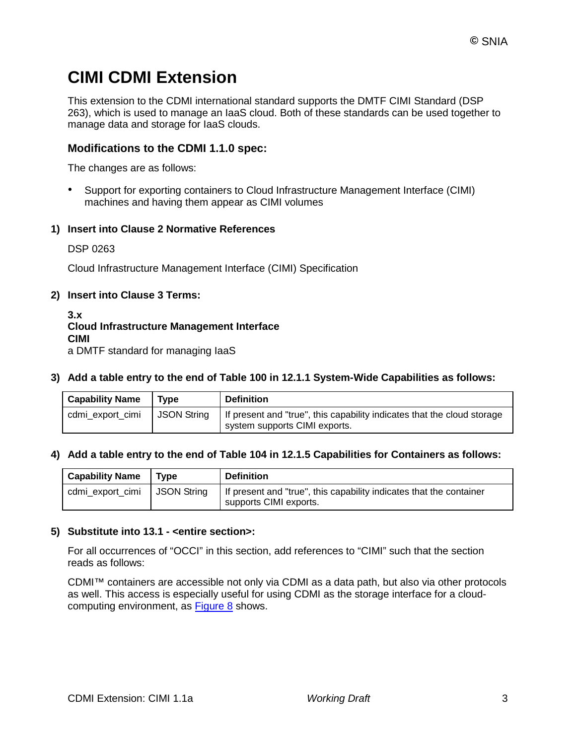# CIMI CDMI Extension

This extension to the CDMI international standard supports the DMTF CIMI Standard (DSP 263), which is used to manage an IaaS cloud. Both of these standards can be used together to manage data and storage for IaaS clouds.

### Modifications to the CDMI 1.1.0 spec:

The changes are as follows:

- Support for exporting containers to Cloud Infrastructure Management Interface (CIMI) machines and having them appear as CIMI volumes

**1) Insert into Clause 2 Normative References**

DSP 0263

Cloud Infrastructure Management Interface (CIMI) Specification

**2) Insert into Clause 3 Terms:**

**3.x**
**Cloud Infrastructure Management Interface**
**CIMI**
a DMTF standard for managing IaaS

**3) Add a table entry to the end of Table 100 in 12.1.1 System-Wide Capabilities as follows:**

| Capability Name | Type | Definition |
|---|---|---|
| cdmi_export_cimi | JSON String | If present and "true", this capability indicates that the cloud storage system supports CIMI exports. |

**4) Add a table entry to the end of Table 104 in 12.1.5 Capabilities for Containers as follows:**

| Capability Name | Type | Definition |
|---|---|---|
| cdmi_export_cimi | JSON String | If present and "true", this capability indicates that the container supports CIMI exports. |

**5) Substitute into 13.1 - <entire section>:**

For all occurrences of “OCCI” in this section, add references to “CIMI” such that the section reads as follows:

CDMI™ containers are accessible not only via CDMI as a data path, but also via other protocols as well. This access is especially useful for using CDMI as the storage interface for a cloud-computing environment, as Figure 8 shows.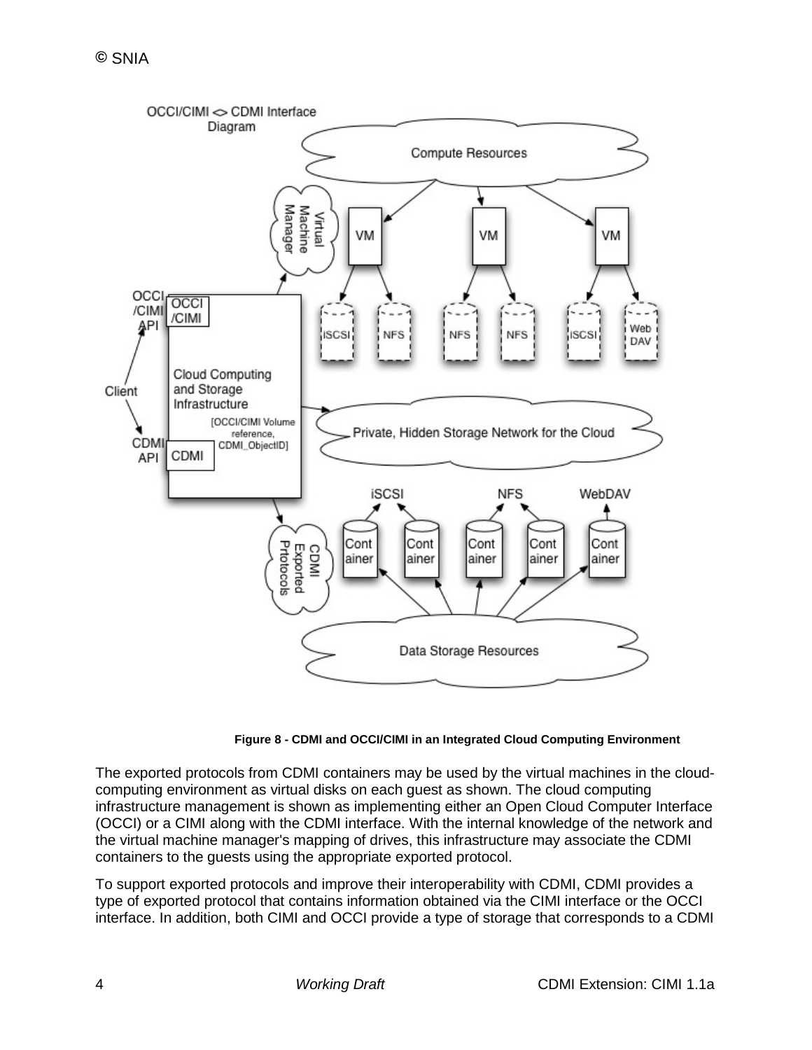**Figure 8 - CDMI and OCCI/CIMI in an Integrated Cloud Computing Environment**

The exported protocols from CDMI containers may be used by the virtual machines in the cloud-computing environment as virtual disks on each guest as shown. The cloud computing infrastructure management is shown as implementing either an Open Cloud Computer Interface (OCCI) or a CIMI along with the CDMI interface. With the internal knowledge of the network and the virtual machine manager's mapping of drives, this infrastructure may associate the CDMI containers to the guests using the appropriate exported protocol.

To support exported protocols and improve their interoperability with CDMI, CDMI provides a type of exported protocol that contains information obtained via the CIMI interface or the OCCI interface. In addition, both CIMI and OCCI provide a type of storage that corresponds to a CDMI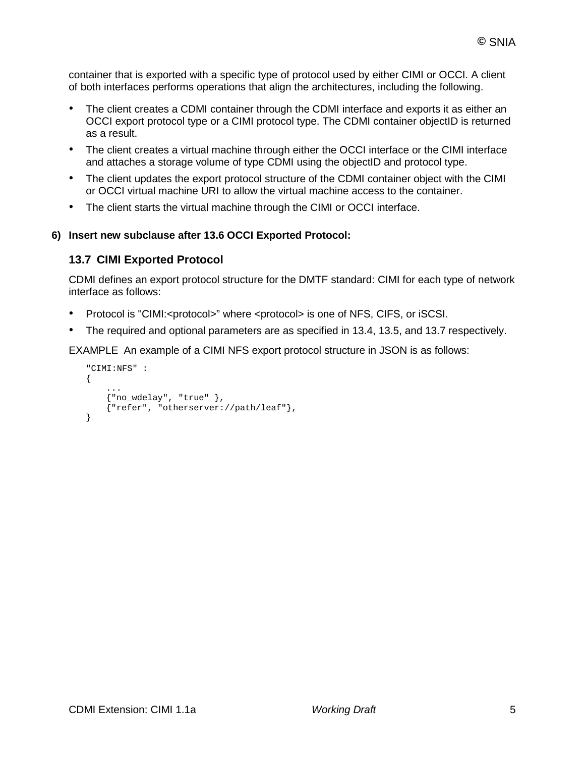container that is exported with a specific type of protocol used by either CIMI or OCCI. A client of both interfaces performs operations that align the architectures, including the following.

- The client creates a CDMI container through the CDMI interface and exports it as either an OCCI export protocol type or a CIMI protocol type. The CDMI container objectID is returned as a result.
- The client creates a virtual machine through either the OCCI interface or the CIMI interface and attaches a storage volume of type CDMI using the objectID and protocol type.
- The client updates the export protocol structure of the CDMI container object with the CIMI or OCCI virtual machine URI to allow the virtual machine access to the container.
- The client starts the virtual machine through the CIMI or OCCI interface.

**6) Insert new subclause after 13.6 OCCI Exported Protocol:**

### 13.7 CIMI Exported Protocol

CDMI defines an export protocol structure for the DMTF standard: CIMI for each type of network interface as follows:

- Protocol is "CIMI:<protocol>" where <protocol> is one of NFS, CIFS, or iSCSI.
- The required and optional parameters are as specified in 13.4, 13.5, and 13.7 respectively.

EXAMPLE An example of a CIMI NFS export protocol structure in JSON is as follows:

```
"CIMI:NFS" :
{
    ...
    {"no_wdelay", "true" },
    {"refer", "otherserver://path/leaf"},
}
```